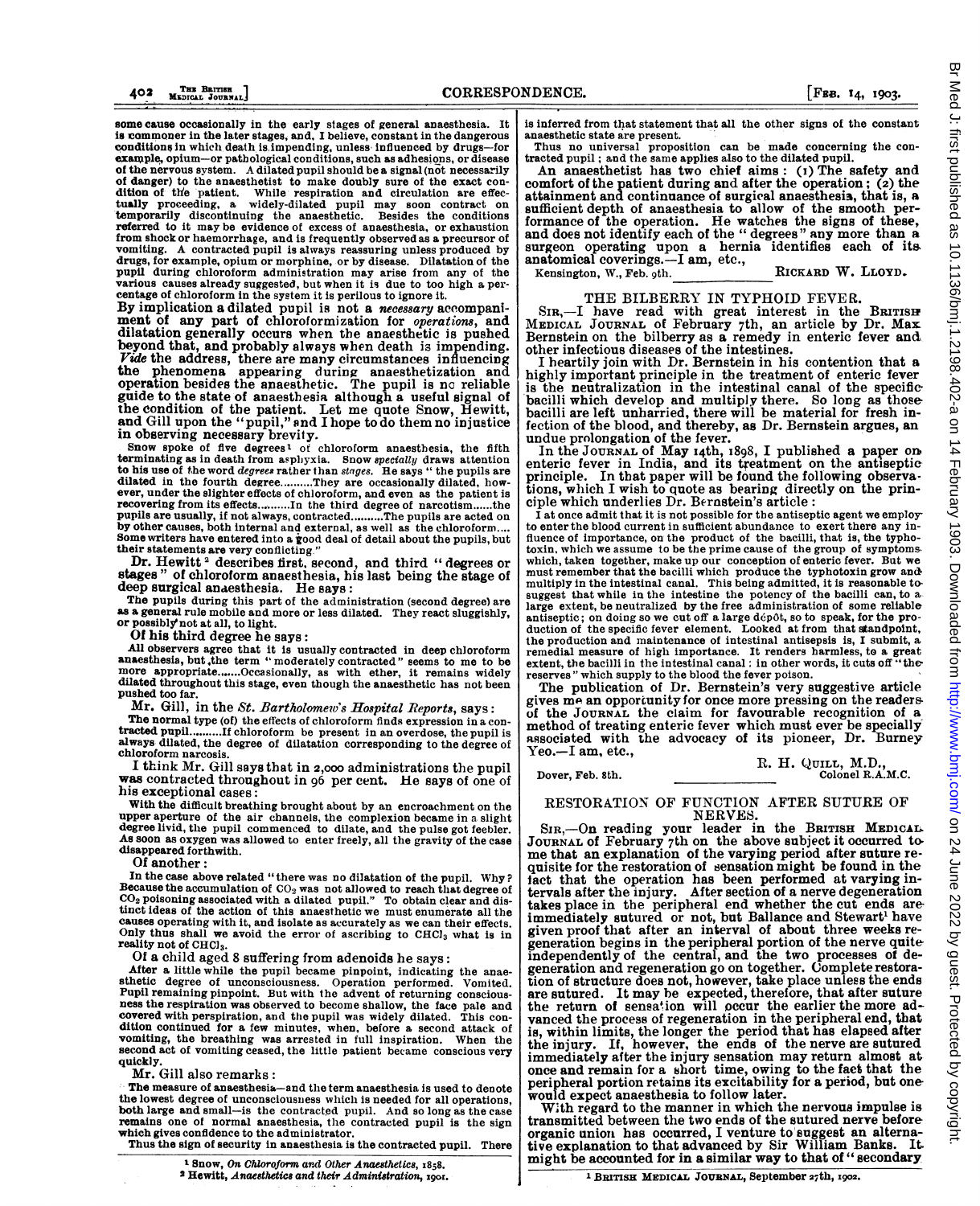some cause occasionally in the early stages of general anaesthesia. It is commoner in the later stages, and, I believe, constant in the dangerous conditions in which death is impending, unless influenced by drugs—for example, opium—or pathological conditions, such as adhesions, or disease of the nervous system. A dilated pupil should be a signal (not necessarily of danger) to the anaesthetist to make doubly sure of the exact condition of the patient. While respiration and circulation are effectually proceeding, a widely-dilated pupil may soon contract on temporarily discontinuing the anaesthetic. Besides the conditions referred to it may be evidence of excess of anaesthesia, or exhaustion from shock or haemorrhage, and is frequently observed as a precursor of vomiting. A contracted pupil is always reassuring unless produced by drugs, for example, opium or morphine, or by disease. Dilatation of the pupil during chloroform administration may arise from any of the various causes already suggested, but when it is due to too high a percentage of chloroform in the system it is perilous to ignore it.

By implication a dilated pupil is not a *necessary* accompaniment of any part of chloroformization for *operations*, and dilatation generally occurs when the anaesthetic is pushed beyond that, and probably always when death is impending. *Vide* the address, there are many circumstances influencing the phenomena appearing during anaesthetization and operation besides the anaesthetic. The pupil is no reliable guide to the state of anaesthesia although a useful signal of the condition of the patient. Let me quote Snow, Hewitt, and Gill upon the "pupil," and I hope to do them no injustice in observing necessary brevity.

Snow spoke of five degrees[1] of chloroform anaesthesia, the fifth terminating as in death from asphyxia. Snow *specially* draws attention to his use of the word *degrees* rather than *stages*. He says "the pupils are dilated in the fourth degree.........They are occasionally dilated, however, under the slighter effects of chloroform, and even as the patient is recovering from its effects.........In the third degree of narcotism......the pupils are usually, if not always, contracted.........The pupils are acted on by other causes, both internal and external, as well as the chloroform.... Some writers have entered into a good deal of detail about the pupils, but their statements are very conflicting."

Dr. Hewitt[2] describes first, second, and third "degrees or stages" of chloroform anaesthesia, his last being the stage of deep surgical anaesthesia. He says:

The pupils during this part of the administration (second degree) are as a general rule mobile and more or less dilated. They react sluggishly, or possibly not at all, to light.

Of his third degree he says:

All observers agree that it is usually contracted in deep chloroform anaesthesia, but the term "moderately contracted" seems to me to be more appropriate.......Occasionally, as with ether, it remains widely dilated throughout this stage, even though the anaesthetic has not been pushed too far.

Mr. Gill, in the *St. Bartholomew's Hospital Reports*, says:

The normal type (of) the effects of chloroform finds expression in a contracted pupil..........If chloroform be present in an overdose, the pupil is always dilated, the degree of dilatation corresponding to the degree of chloroform narcosis.

I think Mr. Gill says that in 2,000 administrations the pupil was contracted throughout in 96 per cent. He says of one of his exceptional cases:

With the difficult breathing brought about by an encroachment on the upper aperture of the air channels, the complexion became in a slight degree livid, the pupil commenced to dilate, and the pulse got feebler. As soon as oxygen was allowed to enter freely, all the gravity of the case disappeared forthwith.

Of another:

In the case above related "there was no dilatation of the pupil. Why? Because the accumulation of $CO_2$ was not allowed to reach that degree of $CO_2$ poisoning associated with a dilated pupil." To obtain clear and distinct ideas of the action of this anaesthetic we must enumerate all the causes operating with it, and isolate as accurately as we can their effects. Only thus shall we avoid the error of ascribing to $CHCl_3$ what is in reality not of $CHCl_3$.

Of a child aged 8 suffering from adenoids he says:

After a little while the pupil became pinpoint, indicating the anaesthetic degree of unconsciousness. Operation performed. Vomited. Pupil remaining pinpoint. But with the advent of returning consciousness the respiration was observed to become shallow, the face pale and covered with perspiration, and the pupil was widely dilated. This condition continued for a few minutes, when, before a second attack of vomiting, the breathing was arrested in full inspiration. When the second act of vomiting ceased, the little patient became conscious very quickly.

Mr. Gill also remarks:

The measure of anaesthesia—and the term anaesthesia is used to denote the lowest degree of unconsciousness which is needed for all operations, both large and small—is the contracted pupil. And so long as the case remains one of normal anaesthesia, the contracted pupil is the sign which gives confidence to the administrator.

Thus the sign of security in anaesthesia is the contracted pupil. There is inferred from that statement that all the other signs of the constant anaesthetic state are present.

Thus no universal proposition can be made concerning the contracted pupil; and the same applies also to the dilated pupil.

An anaesthetist has two chief aims: (1) The safety and comfort of the patient during and after the operation; (2) the attainment and continuance of surgical anaesthesia, that is, a sufficient depth of anaesthesia to allow of the smooth performance of the operation. He watches the signs of these, and does not identify each of the "degrees" any more than a surgeon operating upon a hernia identifies each of its anatomical coverings.—I am, etc.,

Kensington, W., Feb. 9th. RICKARD W. LLOYD.

[1] Snow, *On Chloroform and Other Anaesthetics*, 1858.
[2] Hewitt, *Anaesthetics and their Administration*, 1901.

## THE BILBERRY IN TYPHOID FEVER.

SIR,—I have read with great interest in the BRITISH MEDICAL JOURNAL of February 7th, an article by Dr. Max Bernstein on the bilberry as a remedy in enteric fever and other infectious diseases of the intestines.

I heartily join with Dr. Bernstein in his contention that a highly important principle in the treatment of enteric fever is the neutralization in the intestinal canal of the specific bacilli which develop and multiply there. So long as those bacilli are left unharried, there will be material for fresh infection of the blood, and thereby, as Dr. Bernstein argues, an undue prolongation of the fever.

In the JOURNAL of May 14th, 1898, I published a paper on enteric fever in India, and its treatment on the antiseptic principle. In that paper will be found the following observations, which I wish to quote as bearing directly on the principle which underlies Dr. Bernstein's article:

I at once admit that it is not possible for the antiseptic agent we employ to enter the blood current in sufficient abundance to exert there any influence of importance, on the product of the bacilli, that is, the typhotoxin, which we assume to be the prime cause of the group of symptoms which, taken together, make up our conception of enteric fever. But we must remember that the bacilli which produce the typhotoxin grow and multiply in the intestinal canal. This being admitted, it is reasonable to suggest that while in the intestine the potency of the bacilli can, to a large extent, be neutralized by the free administration of some reliable antiseptic; on doing so we cut off a large dépôt, so to speak, for the production of the specific fever element. Looked at from that standpoint, the production and maintenance of intestinal antisepsis is, I submit, a remedial measure of high importance. It renders harmless, to a great extent, the bacilli in the intestinal canal: in other words, it cuts off "the reserves" which supply to the blood the fever poison.

The publication of Dr. Bernstein's very suggestive article gives me an opportunity for once more pressing on the readers of the JOURNAL the claim for favourable recognition of a method of treating enteric fever which must ever be specially associated with the advocacy of its pioneer, Dr. Burney Yeo.—I am, etc.,

Dover, Feb. 8th. R. H. QUILL, M.D., Colonel R.A.M.C.

## RESTORATION OF FUNCTION AFTER SUTURE OF NERVES.

SIR,—On reading your leader in the BRITISH MEDICAL JOURNAL of February 7th on the above subject it occurred to me that an explanation of the varying period after suture requisite for the restoration of sensation might be found in the fact that the operation has been performed at varying intervals after the injury. After section of a nerve degeneration takes place in the peripheral end whether the cut ends are immediately sutured or not, but Ballance and Stewart[1] have given proof that after an interval of about three weeks regeneration begins in the peripheral portion of the nerve quite independently of the central, and the two processes of degeneration and regeneration go on together. Complete restoration of structure does not, however, take place unless the ends are sutured. It may be expected, therefore, that after suture the return of sensation will occur the earlier the more advanced the process of regeneration in the peripheral end, that is, within limits, the longer the period that has elapsed after the injury. If, however, the ends of the nerve are sutured immediately after the injury sensation may return almost at once and remain for a short time, owing to the fact that the peripheral portion retains its excitability for a period, but one would expect anaesthesia to follow later.

With regard to the manner in which the nervous impulse is transmitted between the two ends of the sutured nerve before organic union has occurred, I venture to suggest an alternative explanation to that advanced by Sir William Banks. It might be accounted for in a similar way to that of "secondary

[1] BRITISH MEDICAL JOURNAL, September 27th, 1902.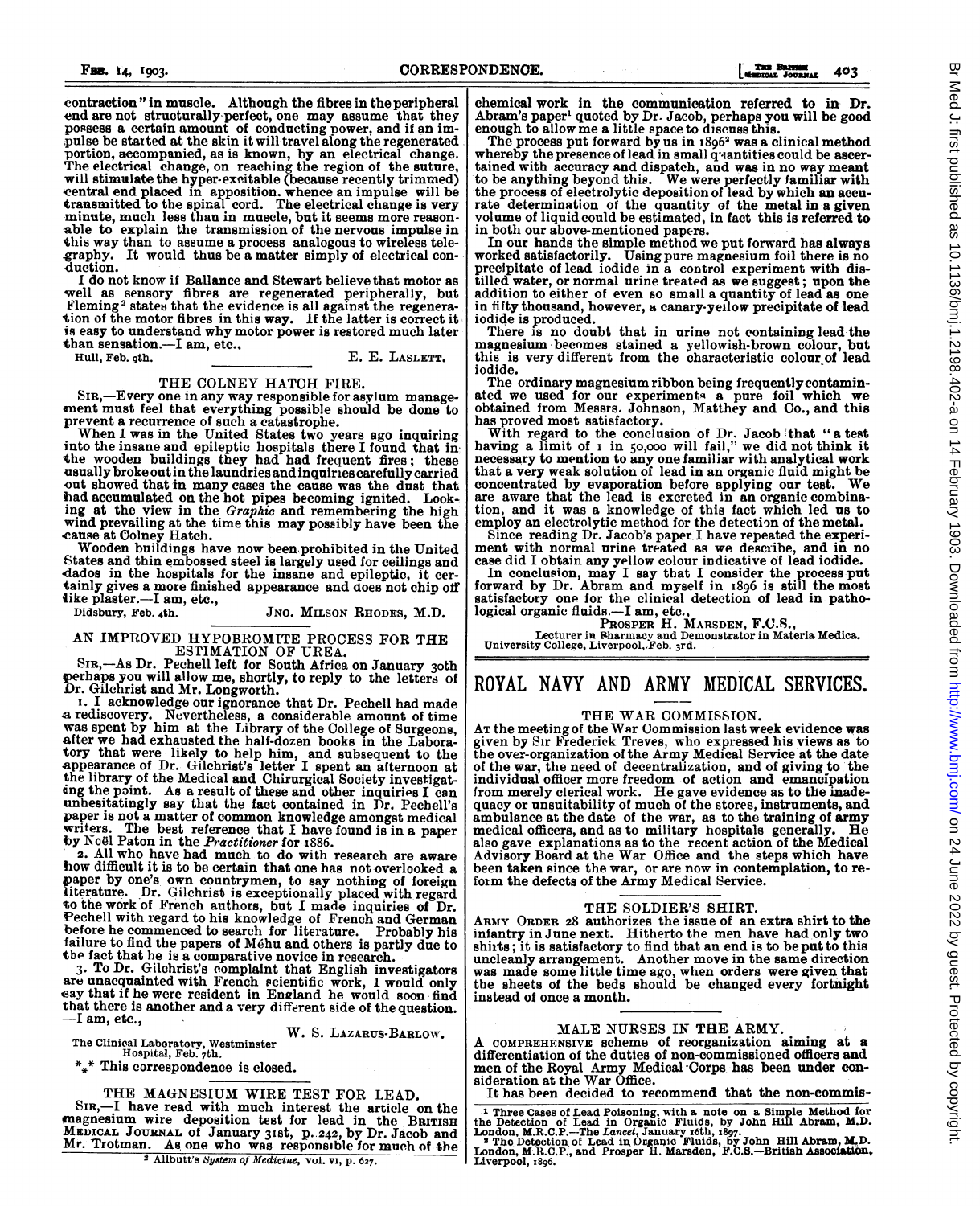contraction" in muscle. Although the fibres in the peripheral end are not structurally perfect, one may assume that they possess a certain amount of conducting power, and if an impulse be started at the skin it will travel along the regenerated portion, accompanied, as is known, by an electrical change. The electrical change, on reaching the region of the suture, will stimulate the hyper-excitable (because recently trimmed) central end placed in apposition, whence an impulse will be transmitted to the spinal cord. The electrical change is very minute, much less than in muscle, but it seems more reasonable to explain the transmission of the nervous impulse in this way than to assume a process analogous to wireless telegraphy. It would thus be a matter simply of electrical conduction.

I do not know if Ballance and Stewart believe that motor as well as sensory fibres are regenerated peripherally, but Fleming[2] states that the evidence is all against the regeneration of the motor fibres in this way. If the latter is correct it is easy to understand why motor power is restored much later than sensation.—I am, etc.,

Hull, Feb. 9th. E. E. LASLETT.

[2] Allbutt's *System of Medicine*, vol. vi, p. 627.

## THE COLNEY HATCH FIRE.

SIR,—Every one in any way responsible for asylum management must feel that everything possible should be done to prevent a recurrence of such a catastrophe.

When I was in the United States two years ago inquiring into the insane and epileptic hospitals there I found that in the wooden buildings they had had frequent fires; these usually broke out in the laundries and inquiries carefully carried out showed that in many cases the cause was the dust that had accumulated on the hot pipes becoming ignited. Looking at the view in the *Graphic* and remembering the high wind prevailing at the time this may possibly have been the cause at Colney Hatch.

Wooden buildings have now been prohibited in the United States and thin embossed steel is largely used for ceilings and dados in the hospitals for the insane and epileptic, it certainly gives a more finished appearance and does not chip off like plaster.—I am, etc.,

Didsbury, Feb. 4th. JNO. MILSON RHODES, M.D.

## AN IMPROVED HYPOBROMITE PROCESS FOR THE ESTIMATION OF UREA.

SIR,—As Dr. Pechell left for South Africa on January 30th perhaps you will allow me, shortly, to reply to the letters of Dr. Gilchrist and Mr. Longworth.

1. I acknowledge our ignorance that Dr. Pechell had made a rediscovery. Nevertheless, a considerable amount of time was spent by him at the Library of the College of Surgeons, after we had exhausted the half-dozen books in the Laboratory that were likely to help him, and subsequent to the appearance of Dr. Gilchrist's letter I spent an afternoon at the library of the Medical and Chirurgical Society investigating the point. As a result of these and other inquiries I can unhesitatingly say that the fact contained in Dr. Pechell's paper is not a matter of common knowledge amongst medical writers. The best reference that I have found is in a paper by Noël Paton in the *Practitioner* for 1886.

2. All who have had much to do with research are aware how difficult it is to be certain that one has not overlooked a paper by one's own countrymen, to say nothing of foreign literature. Dr. Gilchrist is exceptionally placed with regard to the work of French authors, but I made inquiries of Dr. Pechell with regard to his knowledge of French and German before he commenced to search for literature. Probably his failure to find the papers of Méhu and others is partly due to the fact that he is a comparative novice in research.

3. To Dr. Gilchrist's complaint that English investigators are unacquainted with French scientific work, I would only say that if he were resident in England he would soon find that there is another and a very different side of the question. —I am, etc.,

W. S. LAZARUS-BARLOW.

The Clinical Laboratory, Westminster Hospital, Feb. 7th.

\*\*\* This correspondence is closed.

## THE MAGNESIUM WIRE TEST FOR LEAD.

SIR,—I have read with much interest the article on the magnesium wire deposition test for lead in the BRITISH MEDICAL JOURNAL of January 31st, p. 242, by Dr. Jacob and Mr. Trotman. As one who was responsible for much of the chemical work in the communication referred to in Dr. Abram's paper[1] quoted by Dr. Jacob, perhaps you will be good enough to allow me a little space to discuss this.

The process put forward by us in 1896[2] was a clinical method whereby the presence of lead in small quantities could be ascertained with accuracy and dispatch, and was in no way meant to be anything beyond this. We were perfectly familiar with the process of electrolytic deposition of lead by which an accurate determination of the quantity of the metal in a given volume of liquid could be estimated, in fact this is referred to in both our above-mentioned papers.

In our hands the simple method we put forward has always worked satisfactorily. Using pure magnesium foil there is no precipitate of lead iodide in a control experiment with distilled water, or normal urine treated as we suggest; upon the addition to either of even so small a quantity of lead as one in fifty thousand, however, a canary-yellow precipitate of lead iodide is produced.

There is no doubt that in urine not containing lead the magnesium becomes stained a yellowish-brown colour, but this is very different from the characteristic colour of lead iodide.

The ordinary magnesium ribbon being frequently contaminated we used for our experiments a pure foil which we obtained from Messrs. Johnson, Matthey and Co., and this has proved most satisfactory.

With regard to the conclusion of Dr. Jacob that "a test having a limit of 1 in 50,000 will fail," we did not think it necessary to mention to any one familiar with analytical work that a very weak solution of lead in an organic fluid might be concentrated by evaporation before applying our test. We are aware that the lead is excreted in an organic combination, and it was a knowledge of this fact which led us to employ an electrolytic method for the detection of the metal.

Since reading Dr. Jacob's paper I have repeated the experiment with normal urine treated as we describe, and in no case did I obtain any yellow colour indicative of lead iodide.

In conclusion, may I say that I consider the process put forward by Dr. Abram and myself in 1896 is still the most satisfactory one for the clinical detection of lead in pathological organic fluids.—I am, etc.,

PROSPER H. MARSDEN, F.C.S.,
Lecturer in Pharmacy and Demonstrator in Materia Medica.
University College, Liverpool, Feb. 3rd.

[1] Three Cases of Lead Poisoning, with a note on a Simple Method for the Detection of Lead in Organic Fluids, by John Hill Abram, M.D. London, M.R.C.P.—The *Lancet*, January 16th, 1897.

[2] The Detection of Lead in Organic Fluids, by John Hill Abram, M.D. London, M.R.C.P., and Prosper H. Marsden, F.C.S.—British Association, Liverpool, 1896.

# ROYAL NAVY AND ARMY MEDICAL SERVICES.

## THE WAR COMMISSION.

AT the meeting of the War Commission last week evidence was given by Sir Frederick Treves, who expressed his views as to the over-organization of the Army Medical Service at the date of the war, the need of decentralization, and of giving to the individual officer more freedom of action and emancipation from merely clerical work. He gave evidence as to the inadequacy or unsuitability of much of the stores, instruments, and ambulance at the date of the war, as to the training of army medical officers, and as to military hospitals generally. He also gave explanations as to the recent action of the Medical Advisory Board at the War Office and the steps which have been taken since the war, or are now in contemplation, to reform the defects of the Army Medical Service.

## THE SOLDIER'S SHIRT.

ARMY ORDER 28 authorizes the issue of an extra shirt to the infantry in June next. Hitherto the men have had only two shirts; it is satisfactory to find that an end is to be put to this uncleanly arrangement. Another move in the same direction was made some little time ago, when orders were given that the sheets of the beds should be changed every fortnight instead of once a month.

## MALE NURSES IN THE ARMY.

A COMPREHENSIVE scheme of reorganization aiming at a differentiation of the duties of non-commissioned officers and men of the Royal Army Medical Corps has been under consideration at the War Office.

It has been decided to recommend that the non-commis-